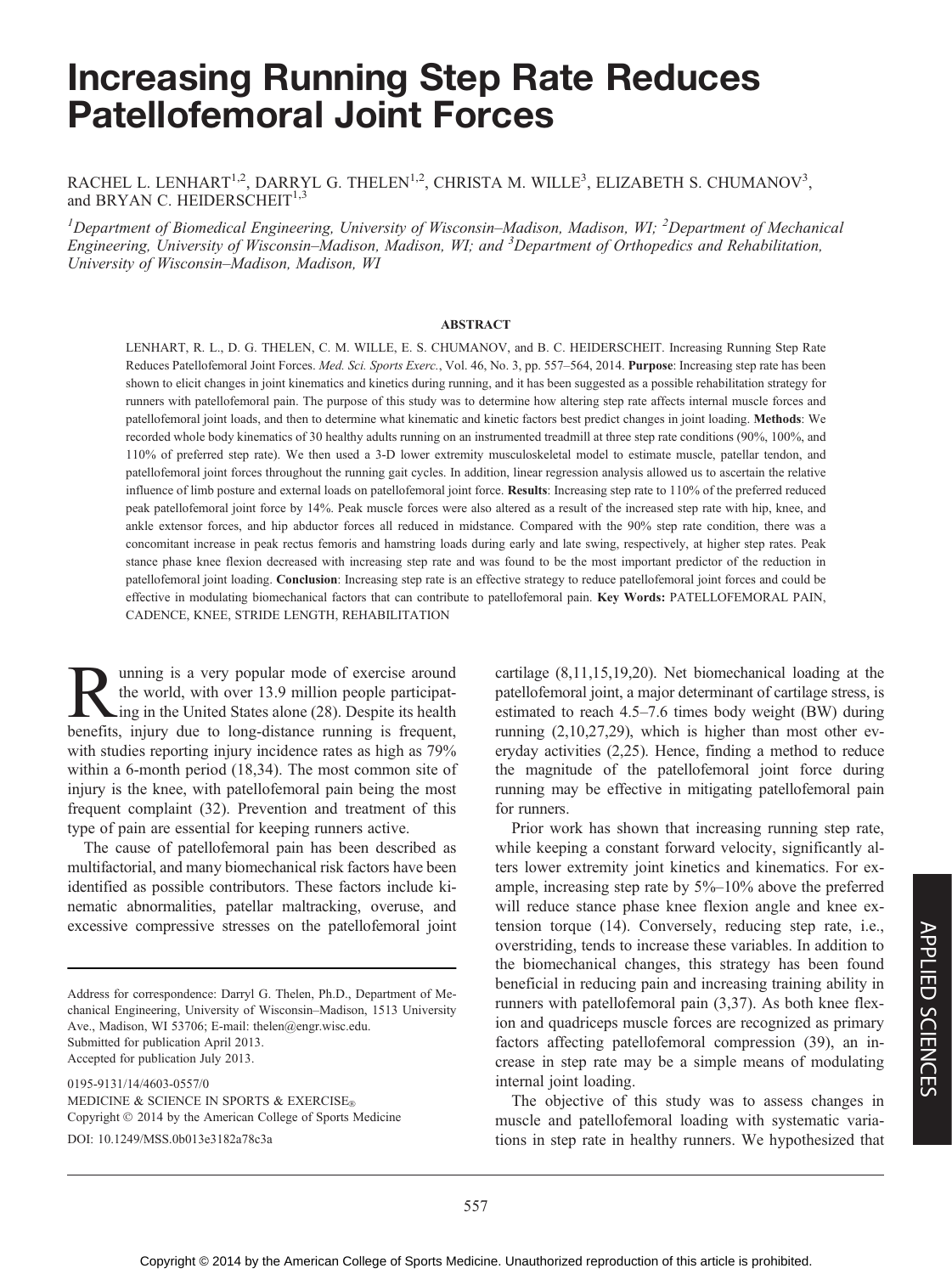# Increasing Running Step Rate Reduces Patellofemoral Joint Forces

RACHEL L. LENHART[1,2], DARRYL G. THELEN[1,2], CHRISTA M. WILLE[3], ELIZABETH S. CHUMANOV[3], and BRYAN C. HEIDERSCHEIT[1,3]

[1]*Department of Biomedical Engineering, University of Wisconsin–Madison, Madison, WI;* [2]*Department of Mechanical Engineering, University of Wisconsin–Madison, Madison, WI; and* [3]*Department of Orthopedics and Rehabilitation, University of Wisconsin–Madison, Madison, WI*

## ABSTRACT

LENHART, R. L., D. G. THELEN, C. M. WILLE, E. S. CHUMANOV, and B. C. HEIDERSCHEIT. Increasing Running Step Rate Reduces Patellofemoral Joint Forces. *Med. Sci. Sports Exerc.*, Vol. 46, No. 3, pp. 557–564, 2014. **Purpose**: Increasing step rate has been shown to elicit changes in joint kinematics and kinetics during running, and it has been suggested as a possible rehabilitation strategy for runners with patellofemoral pain. The purpose of this study was to determine how altering step rate affects internal muscle forces and patellofemoral joint loads, and then to determine what kinematic and kinetic factors best predict changes in joint loading. **Methods**: We recorded whole body kinematics of 30 healthy adults running on an instrumented treadmill at three step rate conditions (90%, 100%, and 110% of preferred step rate). We then used a 3-D lower extremity musculoskeletal model to estimate muscle, patellar tendon, and patellofemoral joint forces throughout the running gait cycles. In addition, linear regression analysis allowed us to ascertain the relative influence of limb posture and external loads on patellofemoral joint force. **Results**: Increasing step rate to 110% of the preferred reduced peak patellofemoral joint force by 14%. Peak muscle forces were also altered as a result of the increased step rate with hip, knee, and ankle extensor forces, and hip abductor forces all reduced in midstance. Compared with the 90% step rate condition, there was a concomitant increase in peak rectus femoris and hamstring loads during early and late swing, respectively, at higher step rates. Peak stance phase knee flexion decreased with increasing step rate and was found to be the most important predictor of the reduction in patellofemoral joint loading. **Conclusion**: Increasing step rate is an effective strategy to reduce patellofemoral joint forces and could be effective in modulating biomechanical factors that can contribute to patellofemoral pain. **Key Words:** PATELLOFEMORAL PAIN, CADENCE, KNEE, STRIDE LENGTH, REHABILITATION

Running is a very popular mode of exercise around the world, with over 13.9 million people participating in the United States alone (28). Despite its health benefits, injury due to long-distance running is frequent, with studies reporting injury incidence rates as high as 79% within a 6-month period (18,34). The most common site of injury is the knee, with patellofemoral pain being the most frequent complaint (32). Prevention and treatment of this type of pain are essential for keeping runners active.

The cause of patellofemoral pain has been described as multifactorial, and many biomechanical risk factors have been identified as possible contributors. These factors include kinematic abnormalities, patellar maltracking, overuse, and excessive compressive stresses on the patellofemoral joint cartilage (8,11,15,19,20). Net biomechanical loading at the patellofemoral joint, a major determinant of cartilage stress, is estimated to reach 4.5–7.6 times body weight (BW) during running (2,10,27,29), which is higher than most other everyday activities (2,25). Hence, finding a method to reduce the magnitude of the patellofemoral joint force during running may be effective in mitigating patellofemoral pain for runners.

Prior work has shown that increasing running step rate, while keeping a constant forward velocity, significantly alters lower extremity joint kinetics and kinematics. For example, increasing step rate by 5%–10% above the preferred will reduce stance phase knee flexion angle and knee extension torque (14). Conversely, reducing step rate, i.e., overstriding, tends to increase these variables. In addition to the biomechanical changes, this strategy has been found beneficial in reducing pain and increasing training ability in runners with patellofemoral pain (3,37). As both knee flexion and quadriceps muscle forces are recognized as primary factors affecting patellofemoral compression (39), an increase in step rate may be a simple means of modulating internal joint loading.

The objective of this study was to assess changes in muscle and patellofemoral loading with systematic variations in step rate in healthy runners. We hypothesized that

Address for correspondence: Darryl G. Thelen, Ph.D., Department of Mechanical Engineering, University of Wisconsin–Madison, 1513 University Ave., Madison, WI 53706; E-mail: thelen@engr.wisc.edu.
Submitted for publication April 2013.
Accepted for publication July 2013.

0195-9131/14/4603-0557/0
MEDICINE & SCIENCE IN SPORTS & EXERCISE®
Copyright © 2014 by the American College of Sports Medicine
DOI: 10.1249/MSS.0b013e3182a78c3a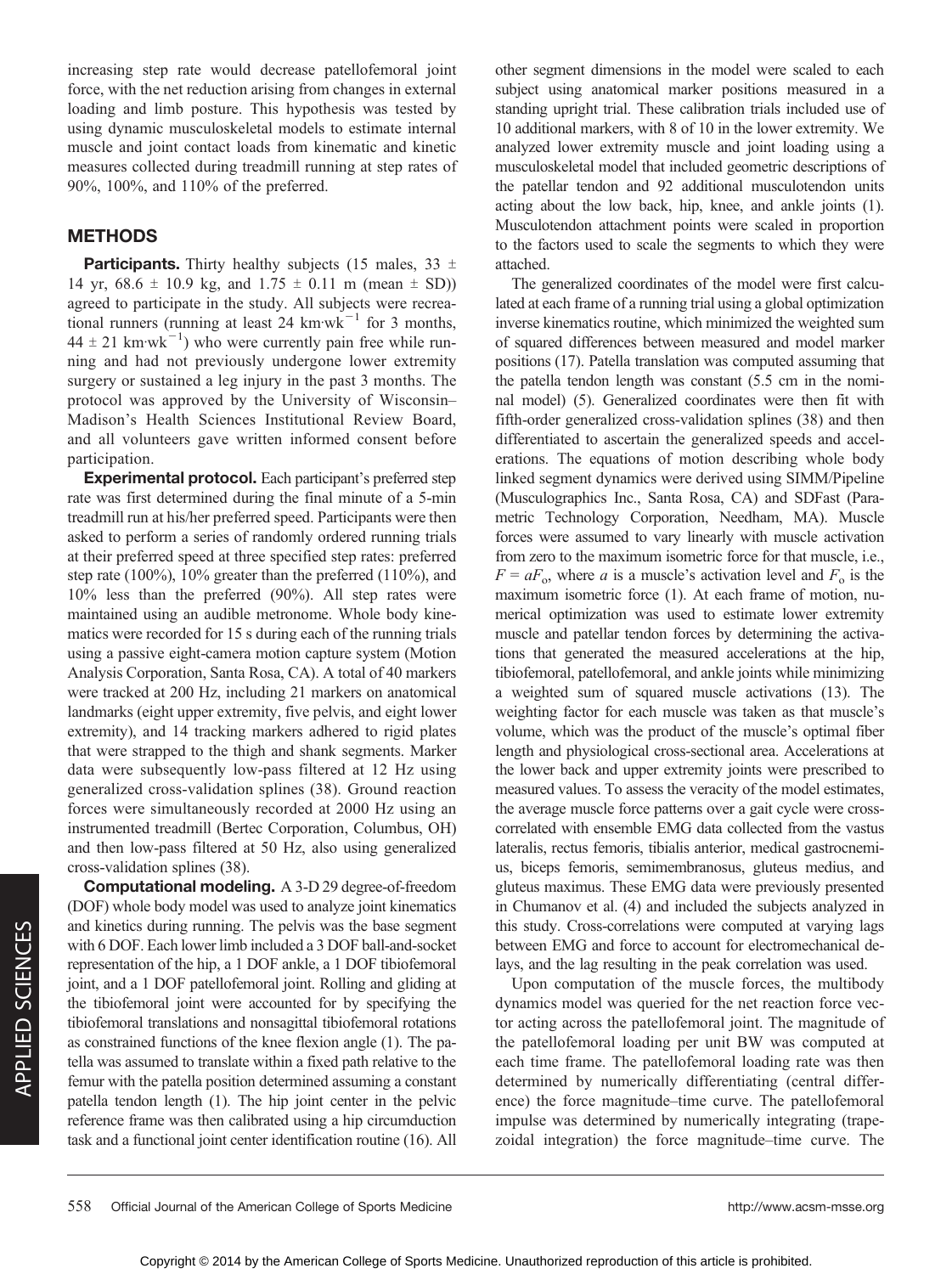increasing step rate would decrease patellofemoral joint force, with the net reduction arising from changes in external loading and limb posture. This hypothesis was tested by using dynamic musculoskeletal models to estimate internal muscle and joint contact loads from kinematic and kinetic measures collected during treadmill running at step rates of 90%, 100%, and 110% of the preferred.

## METHODS

**Participants.** Thirty healthy subjects (15 males, 33 ± 14 yr, 68.6 ± 10.9 kg, and 1.75 ± 0.11 m (mean ± SD)) agreed to participate in the study. All subjects were recreational runners (running at least 24 km·wk$^{-1}$ for 3 months, 44 ± 21 km·wk$^{-1}$) who were currently pain free while running and had not previously undergone lower extremity surgery or sustained a leg injury in the past 3 months. The protocol was approved by the University of Wisconsin–Madison's Health Sciences Institutional Review Board, and all volunteers gave written informed consent before participation.

**Experimental protocol.** Each participant's preferred step rate was first determined during the final minute of a 5-min treadmill run at his/her preferred speed. Participants were then asked to perform a series of randomly ordered running trials at their preferred speed at three specified step rates: preferred step rate (100%), 10% greater than the preferred (110%), and 10% less than the preferred (90%). All step rates were maintained using an audible metronome. Whole body kinematics were recorded for 15 s during each of the running trials using a passive eight-camera motion capture system (Motion Analysis Corporation, Santa Rosa, CA). A total of 40 markers were tracked at 200 Hz, including 21 markers on anatomical landmarks (eight upper extremity, five pelvis, and eight lower extremity), and 14 tracking markers adhered to rigid plates that were strapped to the thigh and shank segments. Marker data were subsequently low-pass filtered at 12 Hz using generalized cross-validation splines (38). Ground reaction forces were simultaneously recorded at 2000 Hz using an instrumented treadmill (Bertec Corporation, Columbus, OH) and then low-pass filtered at 50 Hz, also using generalized cross-validation splines (38).

**Computational modeling.** A 3-D 29 degree-of-freedom (DOF) whole body model was used to analyze joint kinematics and kinetics during running. The pelvis was the base segment with 6 DOF. Each lower limb included a 3 DOF ball-and-socket representation of the hip, a 1 DOF ankle, a 1 DOF tibiofemoral joint, and a 1 DOF patellofemoral joint. Rolling and gliding at the tibiofemoral joint were accounted for by specifying the tibiofemoral translations and nonsagittal tibiofemoral rotations as constrained functions of the knee flexion angle (1). The patella was assumed to translate within a fixed path relative to the femur with the patella position determined assuming a constant patella tendon length (1). The hip joint center in the pelvic reference frame was then calibrated using a hip circumduction task and a functional joint center identification routine (16). All other segment dimensions in the model were scaled to each subject using anatomical marker positions measured in a standing upright trial. These calibration trials included use of 10 additional markers, with 8 of 10 in the lower extremity. We analyzed lower extremity muscle and joint loading using a musculoskeletal model that included geometric descriptions of the patellar tendon and 92 additional musculotendon units acting about the low back, hip, knee, and ankle joints (1). Musculotendon attachment points were scaled in proportion to the factors used to scale the segments to which they were attached.

The generalized coordinates of the model were first calculated at each frame of a running trial using a global optimization inverse kinematics routine, which minimized the weighted sum of squared differences between measured and model marker positions (17). Patella translation was computed assuming that the patella tendon length was constant (5.5 cm in the nominal model) (5). Generalized coordinates were then fit with fifth-order generalized cross-validation splines (38) and then differentiated to ascertain the generalized speeds and accelerations. The equations of motion describing whole body linked segment dynamics were derived using SIMM/Pipeline (Musculographics Inc., Santa Rosa, CA) and SDFast (Parametric Technology Corporation, Needham, MA). Muscle forces were assumed to vary linearly with muscle activation from zero to the maximum isometric force for that muscle, i.e., $F = aF_o$, where $a$ is a muscle's activation level and $F_o$ is the maximum isometric force (1). At each frame of motion, numerical optimization was used to estimate lower extremity muscle and patellar tendon forces by determining the activations that generated the measured accelerations at the hip, tibiofemoral, patellofemoral, and ankle joints while minimizing a weighted sum of squared muscle activations (13). The weighting factor for each muscle was taken as that muscle's volume, which was the product of the muscle's optimal fiber length and physiological cross-sectional area. Accelerations at the lower back and upper extremity joints were prescribed to measured values. To assess the veracity of the model estimates, the average muscle force patterns over a gait cycle were cross-correlated with ensemble EMG data collected from the vastus lateralis, rectus femoris, tibialis anterior, medical gastrocnemius, biceps femoris, semimembranosus, gluteus medius, and gluteus maximus. These EMG data were previously presented in Chumanov et al. (4) and included the subjects analyzed in this study. Cross-correlations were computed at varying lags between EMG and force to account for electromechanical delays, and the lag resulting in the peak correlation was used.

Upon computation of the muscle forces, the multibody dynamics model was queried for the net reaction force vector acting across the patellofemoral joint. The magnitude of the patellofemoral loading per unit BW was computed at each time frame. The patellofemoral loading rate was then determined by numerically differentiating (central difference) the force magnitude–time curve. The patellofemoral impulse was determined by numerically integrating (trapezoidal integration) the force magnitude–time curve. The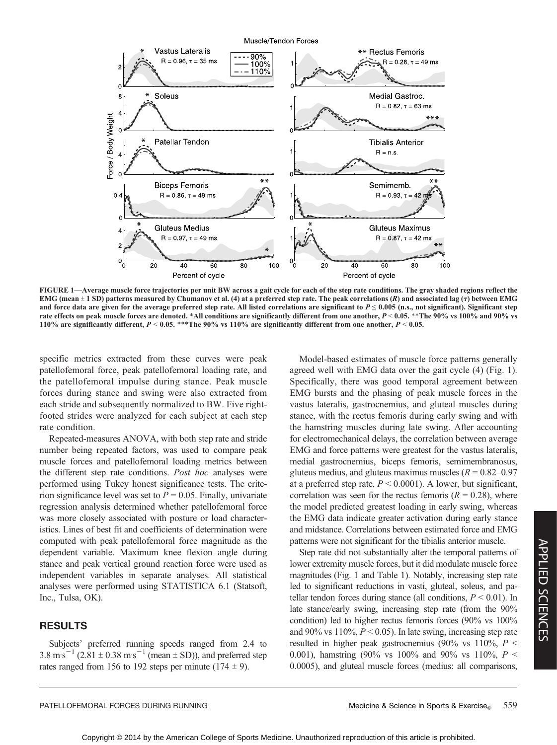FIGURE 1—Average muscle force trajectories per unit BW across a gait cycle for each of the step rate conditions. The gray shaded regions reflect the EMG (mean ± 1 SD) patterns measured by Chumanov et al. (4) at a preferred step rate. The peak correlations ($R$) and associated lag ($\tau$) between EMG and force data are given for the average preferred step rate. All listed correlations are significant to $P \leq 0.005$ (n.s., not significant). Significant step rate effects on peak muscle forces are denoted. *All conditions are significantly different from one another, $P < 0.05$. **The 90% vs 100% and 90% vs 110% are significantly different, $P < 0.05$. ***The 90% vs 110% are significantly different from one another, $P < 0.05$.

specific metrics extracted from these curves were peak patellofemoral force, peak patellofemoral loading rate, and the patellofemoral impulse during stance. Peak muscle forces during stance and swing were also extracted from each stride and subsequently normalized to BW. Five right-footed strides were analyzed for each subject at each step rate condition.

Repeated-measures ANOVA, with both step rate and stride number being repeated factors, was used to compare peak muscle forces and patellofemoral loading metrics between the different step rate conditions. *Post hoc* analyses were performed using Tukey honest significance tests. The criterion significance level was set to $P = 0.05$. Finally, univariate regression analysis determined whether patellofemoral force was more closely associated with posture or load characteristics. Lines of best fit and coefficients of determination were computed with peak patellofemoral force magnitude as the dependent variable. Maximum knee flexion angle during stance and peak vertical ground reaction force were used as independent variables in separate analyses. All statistical analyses were performed using STATISTICA 6.1 (Statsoft, Inc., Tulsa, OK).

## RESULTS

Subjects' preferred running speeds ranged from 2.4 to 3.8 $m \cdot s^{-1}$ (2.81 ± 0.38 $m \cdot s^{-1}$ (mean ± SD)), and preferred step rates ranged from 156 to 192 steps per minute (174 ± 9).

Model-based estimates of muscle force patterns generally agreed well with EMG data over the gait cycle (4) (Fig. 1). Specifically, there was good temporal agreement between EMG bursts and the phasing of peak muscle forces in the vastus lateralis, gastrocnemius, and gluteal muscles during stance, with the rectus femoris during early swing and with the hamstring muscles during late swing. After accounting for electromechanical delays, the correlation between average EMG and force patterns were greatest for the vastus lateralis, medial gastrocnemius, biceps femoris, semimembranosus, gluteus medius, and gluteus maximus muscles ($R = 0.82$–$0.97$ at a preferred step rate, $P < 0.0001$). A lower, but significant, correlation was seen for the rectus femoris ($R = 0.28$), where the model predicted greatest loading in early swing, whereas the EMG data indicate greater activation during early stance and midstance. Correlations between estimated force and EMG patterns were not significant for the tibialis anterior muscle.

Step rate did not substantially alter the temporal patterns of lower extremity muscle forces, but it did modulate muscle force magnitudes (Fig. 1 and Table 1). Notably, increasing step rate led to significant reductions in vasti, gluteal, soleus, and patellar tendon forces during stance (all conditions, $P < 0.01$). In late stance/early swing, increasing step rate (from the 90% condition) led to higher rectus femoris forces (90% vs 100% and 90% vs 110%, $P < 0.05$). In late swing, increasing step rate resulted in higher peak gastrocnemius (90% vs 110%, $P <$ 0.001), hamstring (90% vs 100% and 90% vs 110%, $P <$ 0.0005), and gluteal muscle forces (medius: all comparisons,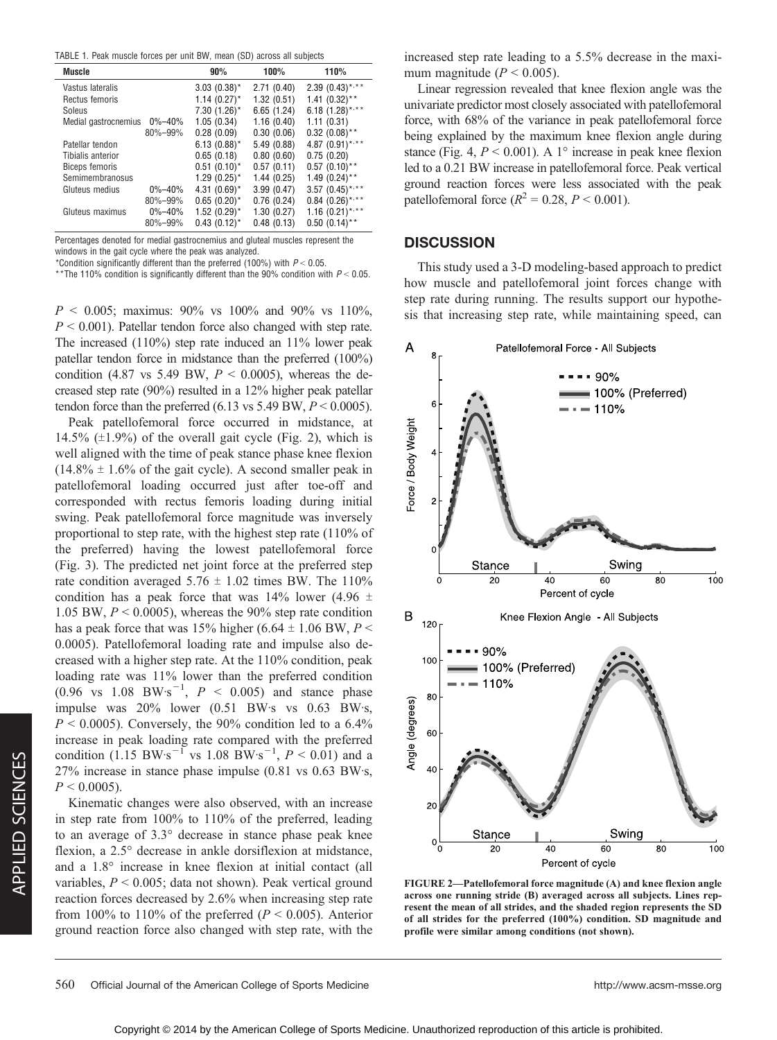TABLE 1. Peak muscle forces per unit BW, mean (SD) across all subjects

| Muscle | | 90% | 100% | 110% |
|---|---|---|---|---|
| Vastus lateralis | | 3.03 (0.38)* | 2.71 (0.40) | 2.39 (0.43)*,** |
| Rectus femoris | | 1.14 (0.27)* | 1.32 (0.51) | 1.41 (0.32)** |
| Soleus | | 7.30 (1.26)* | 6.65 (1.24) | 6.18 (1.28)*,** |
| Medial gastrocnemius | 0%–40% | 1.05 (0.34) | 1.16 (0.40) | 1.11 (0.31) |
| | 80%–99% | 0.28 (0.09) | 0.30 (0.06) | 0.32 (0.08)** |
| Patellar tendon | | 6.13 (0.88)* | 5.49 (0.88) | 4.87 (0.91)*,** |
| Tibialis anterior | | 0.65 (0.18) | 0.80 (0.60) | 0.75 (0.20) |
| Biceps femoris | | 0.51 (0.10)* | 0.57 (0.11) | 0.57 (0.10)** |
| Semimembranosus | | 1.29 (0.25)* | 1.44 (0.25) | 1.49 (0.24)** |
| Gluteus medius | 0%–40% | 4.31 (0.69)* | 3.99 (0.47) | 3.57 (0.45)*,** |
| | 80%–99% | 0.65 (0.20)* | 0.76 (0.24) | 0.84 (0.26)*,** |
| Gluteus maximus | 0%–40% | 1.52 (0.29)* | 1.30 (0.27) | 1.16 (0.21)*,** |
| | 80%–99% | 0.43 (0.12)* | 0.48 (0.13) | 0.50 (0.14)** |

Percentages denoted for medial gastrocnemius and gluteal muscles represent the windows in the gait cycle where the peak was analyzed.
*Condition significantly different than the preferred (100%) with $P < 0.05$.
**The 110% condition is significantly different than the 90% condition with $P < 0.05$.

$P$ < 0.005; maximus: 90% vs 100% and 90% vs 110%, $P < 0.001$). Patellar tendon force also changed with step rate. The increased (110%) step rate induced an 11% lower peak patellar tendon force in midstance than the preferred (100%) condition (4.87 vs 5.49 BW, $P < 0.0005$), whereas the decreased step rate (90%) resulted in a 12% higher peak patellar tendon force than the preferred (6.13 vs 5.49 BW, $P < 0.0005$).

Peak patellofemoral force occurred in midstance, at 14.5% (±1.9%) of the overall gait cycle (Fig. 2), which is well aligned with the time of peak stance phase knee flexion (14.8% ± 1.6% of the gait cycle). A second smaller peak in patellofemoral loading occurred just after toe-off and corresponded with rectus femoris loading during initial swing. Peak patellofemoral force magnitude was inversely proportional to step rate, with the highest step rate (110% of the preferred) having the lowest patellofemoral force (Fig. 3). The predicted net joint force at the preferred step rate condition averaged 5.76 ± 1.02 times BW. The 110% condition has a peak force that was 14% lower (4.96 ± 1.05 BW, $P < 0.0005$), whereas the 90% step rate condition has a peak force that was 15% higher (6.64 ± 1.06 BW, $P < 0.0005$). Patellofemoral loading rate and impulse also decreased with a higher step rate. At the 110% condition, peak loading rate was 11% lower than the preferred condition (0.96 vs 1.08 BW·s$^{-1}$, $P < 0.005$) and stance phase impulse was 20% lower (0.51 BW·s vs 0.63 BW·s, $P < 0.0005$). Conversely, the 90% condition led to a 6.4% increase in peak loading rate compared with the preferred condition (1.15 BW·s$^{-1}$ vs 1.08 BW·s$^{-1}$, $P < 0.01$) and a 27% increase in stance phase impulse (0.81 vs 0.63 BW·s, $P < 0.0005$).

Kinematic changes were also observed, with an increase in step rate from 100% to 110% of the preferred, leading to an average of 3.3° decrease in stance phase peak knee flexion, a 2.5° decrease in ankle dorsiflexion at midstance, and a 1.8° increase in knee flexion at initial contact (all variables, $P < 0.005$; data not shown). Peak vertical ground reaction forces decreased by 2.6% when increasing step rate from 100% to 110% of the preferred ($P < 0.005$). Anterior ground reaction force also changed with step rate, with the increased step rate leading to a 5.5% decrease in the maximum magnitude ($P < 0.005$).

Linear regression revealed that knee flexion angle was the univariate predictor most closely associated with patellofemoral force, with 68% of the variance in peak patellofemoral force being explained by the maximum knee flexion angle during stance (Fig. 4, $P < 0.001$). A 1° increase in peak knee flexion led to a 0.21 BW increase in patellofemoral force. Peak vertical ground reaction forces were less associated with the peak patellofemoral force ($R^2 = 0.28$, $P < 0.001$).

## DISCUSSION

This study used a 3-D modeling-based approach to predict how muscle and patellofemoral joint forces change with step rate during running. The results support our hypothesis that increasing step rate, while maintaining speed, can

FIGURE 2—Patellofemoral force magnitude (A) and knee flexion angle across one running stride (B) averaged across all subjects. Lines represent the mean of all strides, and the shaded region represents the SD of all strides for the preferred (100%) condition. SD magnitude and profile were similar among conditions (not shown).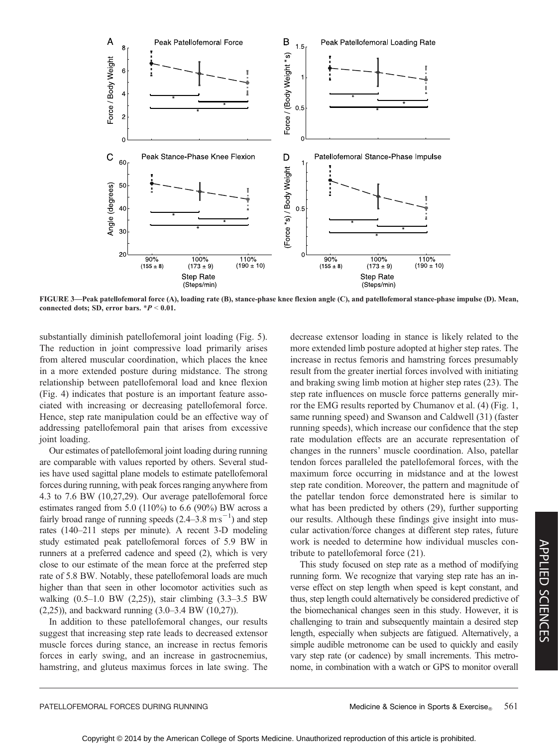FIGURE 3—Peak patellofemoral force (A), loading rate (B), stance-phase knee flexion angle (C), and patellofemoral stance-phase impulse (D). Mean, connected dots; SD, error bars. $*P < 0.01$.

substantially diminish patellofemoral joint loading (Fig. 5). The reduction in joint compressive load primarily arises from altered muscular coordination, which places the knee in a more extended posture during midstance. The strong relationship between patellofemoral load and knee flexion (Fig. 4) indicates that posture is an important feature associated with increasing or decreasing patellofemoral force. Hence, step rate manipulation could be an effective way of addressing patellofemoral pain that arises from excessive joint loading.

Our estimates of patellofemoral joint loading during running are comparable with values reported by others. Several studies have used sagittal plane models to estimate patellofemoral forces during running, with peak forces ranging anywhere from 4.3 to 7.6 BW (10,27,29). Our average patellofemoral force estimates ranged from 5.0 (110%) to 6.6 (90%) BW across a fairly broad range of running speeds (2.4–3.8 $m{\cdot}s^{-1}$) and step rates (140–211 steps per minute). A recent 3-D modeling study estimated peak patellofemoral forces of 5.9 BW in runners at a preferred cadence and speed (2), which is very close to our estimate of the mean force at the preferred step rate of 5.8 BW. Notably, these patellofemoral loads are much higher than that seen in other locomotor activities such as walking (0.5–1.0 BW (2,25)), stair climbing (3.3–3.5 BW (2,25)), and backward running (3.0–3.4 BW (10,27)).

In addition to these patellofemoral changes, our results suggest that increasing step rate leads to decreased extensor muscle forces during stance, an increase in rectus femoris forces in early swing, and an increase in gastrocnemius, hamstring, and gluteus maximus forces in late swing. The decrease extensor loading in stance is likely related to the more extended limb posture adopted at higher step rates. The increase in rectus femoris and hamstring forces presumably result from the greater inertial forces involved with initiating and braking swing limb motion at higher step rates (23). The step rate influences on muscle force patterns generally mirror the EMG results reported by Chumanov et al. (4) (Fig. 1, same running speed) and Swanson and Caldwell (31) (faster running speeds), which increase our confidence that the step rate modulation effects are an accurate representation of changes in the runners' muscle coordination. Also, patellar tendon forces paralleled the patellofemoral forces, with the maximum force occurring in midstance and at the lowest step rate condition. Moreover, the pattern and magnitude of the patellar tendon force demonstrated here is similar to what has been predicted by others (29), further supporting our results. Although these findings give insight into muscular activation/force changes at different step rates, future work is needed to determine how individual muscles contribute to patellofemoral force (21).

This study focused on step rate as a method of modifying running form. We recognize that varying step rate has an inverse effect on step length when speed is kept constant, and thus, step length could alternatively be considered predictive of the biomechanical changes seen in this study. However, it is challenging to train and subsequently maintain a desired step length, especially when subjects are fatigued. Alternatively, a simple audible metronome can be used to quickly and easily vary step rate (or cadence) by small increments. This metronome, in combination with a watch or GPS to monitor overall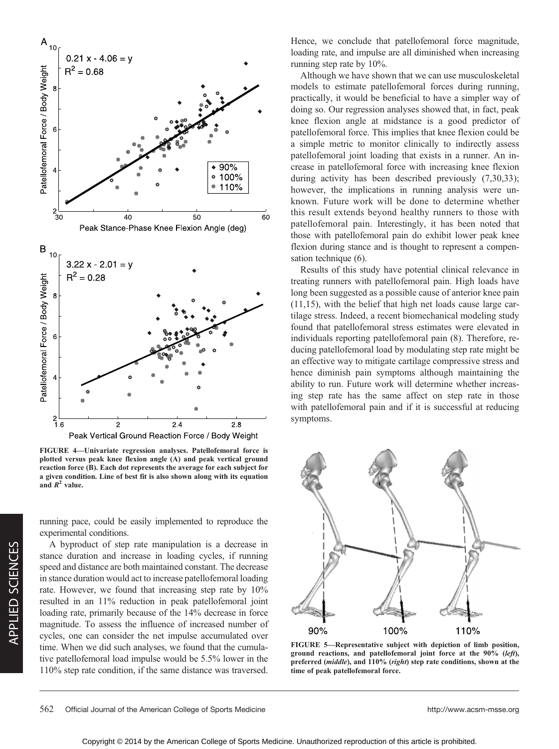FIGURE 4—Univariate regression analyses. Patellofemoral force is plotted versus peak knee flexion angle (A) and peak vertical ground reaction force (B). Each dot represents the average for each subject for a given condition. Line of best fit is also shown along with its equation and $R^2$ value.

running pace, could be easily implemented to reproduce the experimental conditions.

A byproduct of step rate manipulation is a decrease in stance duration and increase in loading cycles, if running speed and distance are both maintained constant. The decrease in stance duration would act to increase patellofemoral loading rate. However, we found that increasing step rate by 10% resulted in an 11% reduction in peak patellofemoral joint loading rate, primarily because of the 14% decrease in force magnitude. To assess the influence of increased number of cycles, one can consider the net impulse accumulated over time. When we did such analyses, we found that the cumulative patellofemoral load impulse would be 5.5% lower in the 110% step rate condition, if the same distance was traversed. Hence, we conclude that patellofemoral force magnitude, loading rate, and impulse are all diminished when increasing running step rate by 10%.

Although we have shown that we can use musculoskeletal models to estimate patellofemoral forces during running, practically, it would be beneficial to have a simpler way of doing so. Our regression analyses showed that, in fact, peak knee flexion angle at midstance is a good predictor of patellofemoral force. This implies that knee flexion could be a simple metric to monitor clinically to indirectly assess patellofemoral joint loading that exists in a runner. An increase in patellofemoral force with increasing knee flexion during activity has been described previously (7,30,33); however, the implications in running analysis were unknown. Future work will be done to determine whether this result extends beyond healthy runners to those with patellofemoral pain. Interestingly, it has been noted that those with patellofemoral pain do exhibit lower peak knee flexion during stance and is thought to represent a compensation technique (6).

Results of this study have potential clinical relevance in treating runners with patellofemoral pain. High loads have long been suggested as a possible cause of anterior knee pain (11,15), with the belief that high net loads cause large cartilage stress. Indeed, a recent biomechanical modeling study found that patellofemoral stress estimates were elevated in individuals reporting patellofemoral pain (8). Therefore, reducing patellofemoral load by modulating step rate might be an effective way to mitigate cartilage compressive stress and hence diminish pain symptoms although maintaining the ability to run. Future work will determine whether increasing step rate has the same affect on step rate in those with patellofemoral pain and if it is successful at reducing symptoms.

FIGURE 5—Representative subject with depiction of limb position, ground reactions, and patellofemoral joint force at the 90% (*left*), preferred (*middle*), and 110% (*right*) step rate conditions, shown at the time of peak patellofemoral force.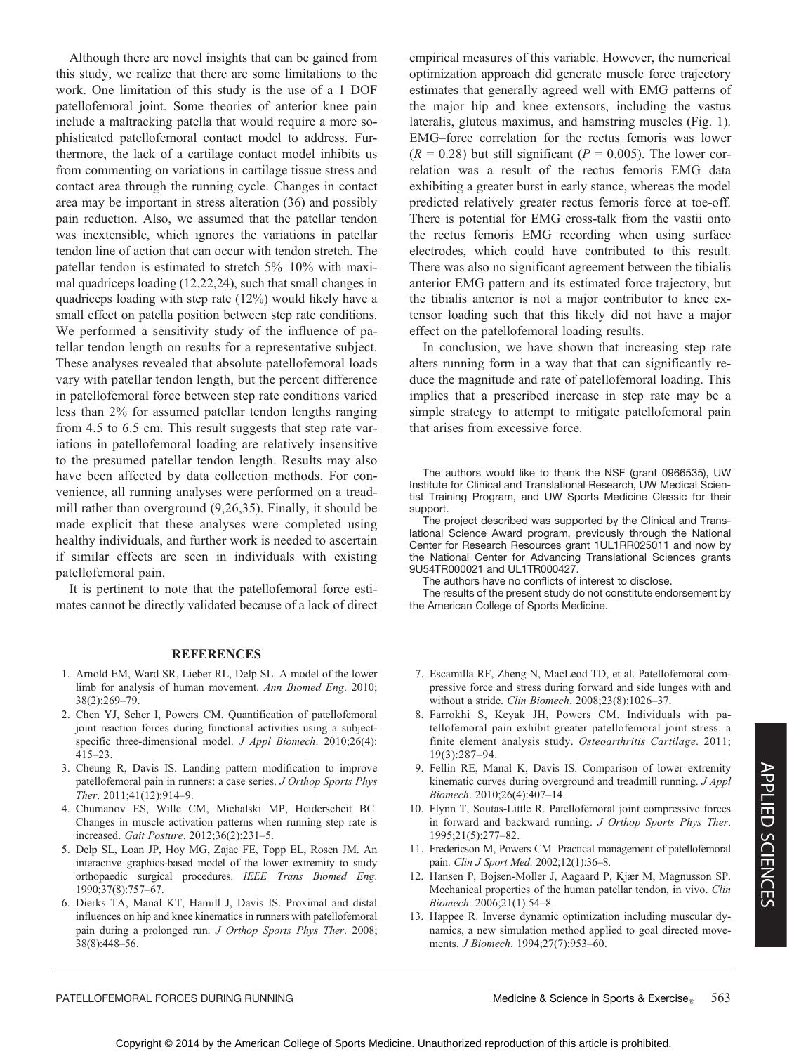Although there are novel insights that can be gained from this study, we realize that there are some limitations to the work. One limitation of this study is the use of a 1 DOF patellofemoral joint. Some theories of anterior knee pain include a maltracking patella that would require a more sophisticated patellofemoral contact model to address. Furthermore, the lack of a cartilage contact model inhibits us from commenting on variations in cartilage tissue stress and contact area through the running cycle. Changes in contact area may be important in stress alteration (36) and possibly pain reduction. Also, we assumed that the patellar tendon was inextensible, which ignores the variations in patellar tendon line of action that can occur with tendon stretch. The patellar tendon is estimated to stretch 5%–10% with maximal quadriceps loading (12,22,24), such that small changes in quadriceps loading with step rate (12%) would likely have a small effect on patella position between step rate conditions. We performed a sensitivity study of the influence of patellar tendon length on results for a representative subject. These analyses revealed that absolute patellofemoral loads vary with patellar tendon length, but the percent difference in patellofemoral force between step rate conditions varied less than 2% for assumed patellar tendon lengths ranging from 4.5 to 6.5 cm. This result suggests that step rate variations in patellofemoral loading are relatively insensitive to the presumed patellar tendon length. Results may also have been affected by data collection methods. For convenience, all running analyses were performed on a treadmill rather than overground (9,26,35). Finally, it should be made explicit that these analyses were completed using healthy individuals, and further work is needed to ascertain if similar effects are seen in individuals with existing patellofemoral pain.

It is pertinent to note that the patellofemoral force estimates cannot be directly validated because of a lack of direct empirical measures of this variable. However, the numerical optimization approach did generate muscle force trajectory estimates that generally agreed well with EMG patterns of the major hip and knee extensors, including the vastus lateralis, gluteus maximus, and hamstring muscles (Fig. 1). EMG–force correlation for the rectus femoris was lower ($R = 0.28$) but still significant ($P = 0.005$). The lower correlation was a result of the rectus femoris EMG data exhibiting a greater burst in early stance, whereas the model predicted relatively greater rectus femoris force at toe-off. There is potential for EMG cross-talk from the vastii onto the rectus femoris EMG recording when using surface electrodes, which could have contributed to this result. There was also no significant agreement between the tibialis anterior EMG pattern and its estimated force trajectory, but the tibialis anterior is not a major contributor to knee extensor loading such that this likely did not have a major effect on the patellofemoral loading results.

In conclusion, we have shown that increasing step rate alters running form in a way that that can significantly reduce the magnitude and rate of patellofemoral loading. This implies that a prescribed increase in step rate may be a simple strategy to attempt to mitigate patellofemoral pain that arises from excessive force.

The authors would like to thank the NSF (grant 0966535), UW Institute for Clinical and Translational Research, UW Medical Scientist Training Program, and UW Sports Medicine Classic for their support.

The project described was supported by the Clinical and Translational Science Award program, previously through the National Center for Research Resources grant 1UL1RR025011 and now by the National Center for Advancing Translational Sciences grants 9U54TR000021 and UL1TR000427.

The authors have no conflicts of interest to disclose.

The results of the present study do not constitute endorsement by the American College of Sports Medicine.

## REFERENCES

1. Arnold EM, Ward SR, Lieber RL, Delp SL. A model of the lower limb for analysis of human movement. *Ann Biomed Eng*. 2010; 38(2):269–79.
2. Chen YJ, Scher I, Powers CM. Quantification of patellofemoral joint reaction forces during functional activities using a subject-specific three-dimensional model. *J Appl Biomech*. 2010;26(4): 415–23.
3. Cheung R, Davis IS. Landing pattern modification to improve patellofemoral pain in runners: a case series. *J Orthop Sports Phys Ther*. 2011;41(12):914–9.
4. Chumanov ES, Wille CM, Michalski MP, Heiderscheit BC. Changes in muscle activation patterns when running step rate is increased. *Gait Posture*. 2012;36(2):231–5.
5. Delp SL, Loan JP, Hoy MG, Zajac FE, Topp EL, Rosen JM. An interactive graphics-based model of the lower extremity to study orthopaedic surgical procedures. *IEEE Trans Biomed Eng*. 1990;37(8):757–67.
6. Dierks TA, Manal KT, Hamill J, Davis IS. Proximal and distal influences on hip and knee kinematics in runners with patellofemoral pain during a prolonged run. *J Orthop Sports Phys Ther*. 2008; 38(8):448–56.
7. Escamilla RF, Zheng N, MacLeod TD, et al. Patellofemoral compressive force and stress during forward and side lunges with and without a stride. *Clin Biomech*. 2008;23(8):1026–37.
8. Farrokhi S, Keyak JH, Powers CM. Individuals with patellofemoral pain exhibit greater patellofemoral joint stress: a finite element analysis study. *Osteoarthritis Cartilage*. 2011; 19(3):287–94.
9. Fellin RE, Manal K, Davis IS. Comparison of lower extremity kinematic curves during overground and treadmill running. *J Appl Biomech*. 2010;26(4):407–14.
10. Flynn T, Soutas-Little R. Patellofemoral joint compressive forces in forward and backward running. *J Orthop Sports Phys Ther*. 1995;21(5):277–82.
11. Fredericson M, Powers CM. Practical management of patellofemoral pain. *Clin J Sport Med*. 2002;12(1):36–8.
12. Hansen P, Bojsen-Moller J, Aagaard P, Kjær M, Magnusson SP. Mechanical properties of the human patellar tendon, in vivo. *Clin Biomech*. 2006;21(1):54–8.
13. Happee R. Inverse dynamic optimization including muscular dynamics, a new simulation method applied to goal directed movements. *J Biomech*. 1994;27(7):953–60.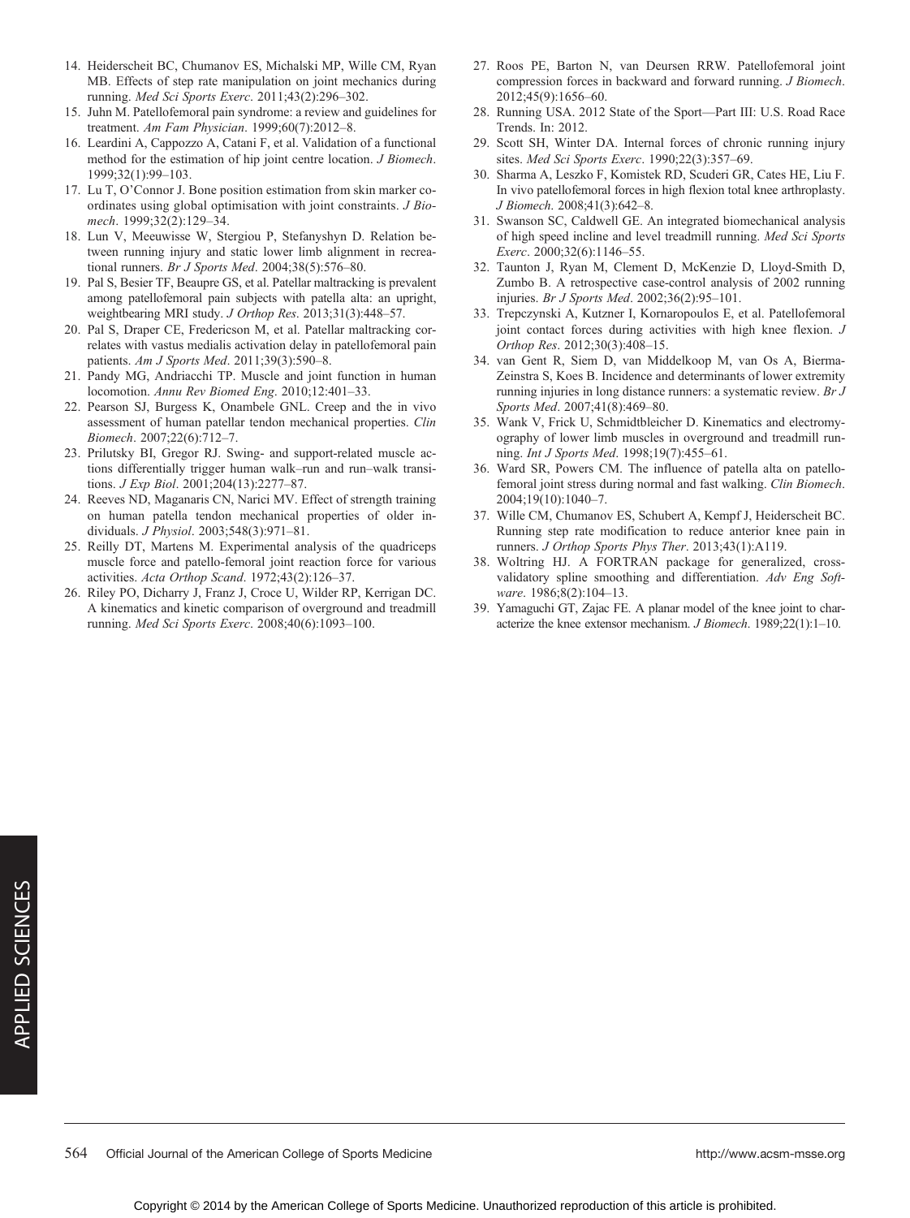14. Heiderscheit BC, Chumanov ES, Michalski MP, Wille CM, Ryan MB. Effects of step rate manipulation on joint mechanics during running. *Med Sci Sports Exerc*. 2011;43(2):296–302.
15. Juhn M. Patellofemoral pain syndrome: a review and guidelines for treatment. *Am Fam Physician*. 1999;60(7):2012–8.
16. Leardini A, Cappozzo A, Catani F, et al. Validation of a functional method for the estimation of hip joint centre location. *J Biomech*. 1999;32(1):99–103.
17. Lu T, O'Connor J. Bone position estimation from skin marker co-ordinates using global optimisation with joint constraints. *J Biomech*. 1999;32(2):129–34.
18. Lun V, Meeuwisse W, Stergiou P, Stefanyshyn D. Relation between running injury and static lower limb alignment in recreational runners. *Br J Sports Med*. 2004;38(5):576–80.
19. Pal S, Besier TF, Beaupre GS, et al. Patellar maltracking is prevalent among patellofemoral pain subjects with patella alta: an upright, weightbearing MRI study. *J Orthop Res*. 2013;31(3):448–57.
20. Pal S, Draper CE, Fredericson M, et al. Patellar maltracking correlates with vastus medialis activation delay in patellofemoral pain patients. *Am J Sports Med*. 2011;39(3):590–8.
21. Pandy MG, Andriacchi TP. Muscle and joint function in human locomotion. *Annu Rev Biomed Eng*. 2010;12:401–33.
22. Pearson SJ, Burgess K, Onambele GNL. Creep and the in vivo assessment of human patellar tendon mechanical properties. *Clin Biomech*. 2007;22(6):712–7.
23. Prilutsky BI, Gregor RJ. Swing- and support-related muscle actions differentially trigger human walk–run and run–walk transitions. *J Exp Biol*. 2001;204(13):2277–87.
24. Reeves ND, Maganaris CN, Narici MV. Effect of strength training on human patella tendon mechanical properties of older individuals. *J Physiol*. 2003;548(3):971–81.
25. Reilly DT, Martens M. Experimental analysis of the quadriceps muscle force and patello-femoral joint reaction force for various activities. *Acta Orthop Scand*. 1972;43(2):126–37.
26. Riley PO, Dicharry J, Franz J, Croce U, Wilder RP, Kerrigan DC. A kinematics and kinetic comparison of overground and treadmill running. *Med Sci Sports Exerc*. 2008;40(6):1093–100.
27. Roos PE, Barton N, van Deursen RRW. Patellofemoral joint compression forces in backward and forward running. *J Biomech*. 2012;45(9):1656–60.
28. Running USA. 2012 State of the Sport—Part III: U.S. Road Race Trends. In: 2012.
29. Scott SH, Winter DA. Internal forces of chronic running injury sites. *Med Sci Sports Exerc*. 1990;22(3):357–69.
30. Sharma A, Leszko F, Komistek RD, Scuderi GR, Cates HE, Liu F. In vivo patellofemoral forces in high flexion total knee arthroplasty. *J Biomech*. 2008;41(3):642–8.
31. Swanson SC, Caldwell GE. An integrated biomechanical analysis of high speed incline and level treadmill running. *Med Sci Sports Exerc*. 2000;32(6):1146–55.
32. Taunton J, Ryan M, Clement D, McKenzie D, Lloyd-Smith D, Zumbo B. A retrospective case-control analysis of 2002 running injuries. *Br J Sports Med*. 2002;36(2):95–101.
33. Trepczynski A, Kutzner I, Kornaropoulos E, et al. Patellofemoral joint contact forces during activities with high knee flexion. *J Orthop Res*. 2012;30(3):408–15.
34. van Gent R, Siem D, van Middelkoop M, van Os A, Bierma-Zeinstra S, Koes B. Incidence and determinants of lower extremity running injuries in long distance runners: a systematic review. *Br J Sports Med*. 2007;41(8):469–80.
35. Wank V, Frick U, Schmidtbleicher D. Kinematics and electromyography of lower limb muscles in overground and treadmill running. *Int J Sports Med*. 1998;19(7):455–61.
36. Ward SR, Powers CM. The influence of patella alta on patellofemoral joint stress during normal and fast walking. *Clin Biomech*. 2004;19(10):1040–7.
37. Wille CM, Chumanov ES, Schubert A, Kempf J, Heiderscheit BC. Running step rate modification to reduce anterior knee pain in runners. *J Orthop Sports Phys Ther*. 2013;43(1):A119.
38. Woltring HJ. A FORTRAN package for generalized, cross-validatory spline smoothing and differentiation. *Adv Eng Software*. 1986;8(2):104–13.
39. Yamaguchi GT, Zajac FE. A planar model of the knee joint to characterize the knee extensor mechanism. *J Biomech*. 1989;22(1):1–10.